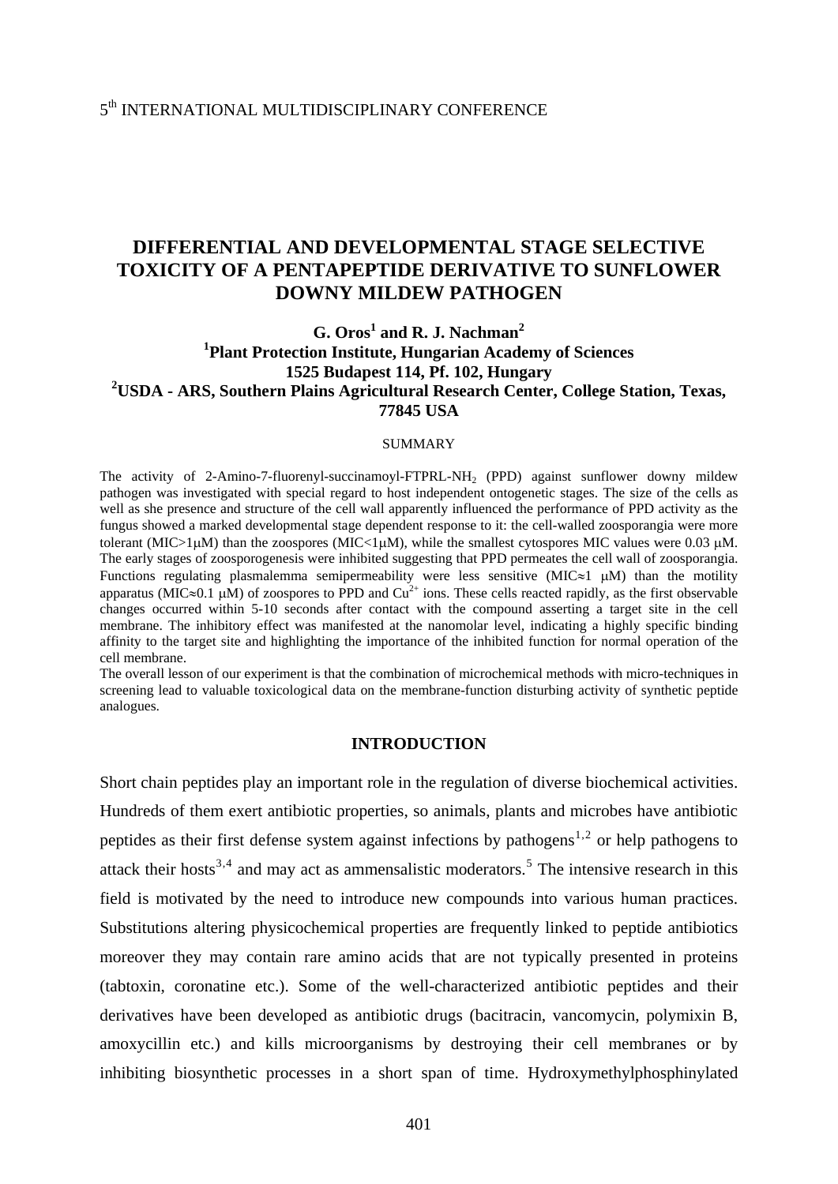# DIFFERENTIAL AND DEVELOPMENTAL STAGE SELECTIVE TOXICITY OF A PENTAPEPTIDE DERIVATIVE TO SUNFLOWER DOWNY MILDEW PATHOGEN

**G. Oros[1] and R. J. Nachman[2]**

**[1]Plant Protection Institute, Hungarian Academy of Sciences**
**1525 Budapest 114, Pf. 102, Hungary**
**[2]USDA - ARS, Southern Plains Agricultural Research Center, College Station, Texas, 77845 USA**

## SUMMARY

The activity of 2-Amino-7-fluorenyl-succinamoyl-FTPRL-$NH_2$ (PPD) against sunflower downy mildew pathogen was investigated with special regard to host independent ontogenetic stages. The size of the cells as well as she presence and structure of the cell wall apparently influenced the performance of PPD activity as the fungus showed a marked developmental stage dependent response to it: the cell-walled zoosporangia were more tolerant (MIC>1μM) than the zoospores (MIC<1μM), while the smallest cytospores MIC values were 0.03 μM. The early stages of zoosporogenesis were inhibited suggesting that PPD permeates the cell wall of zoosporangia. Functions regulating plasmalemma semipermeability were less sensitive (MIC≈1 μM) than the motility apparatus (MIC≈0.1 μM) of zoospores to PPD and $Cu^{2+}$ ions. These cells reacted rapidly, as the first observable changes occurred within 5-10 seconds after contact with the compound asserting a target site in the cell membrane. The inhibitory effect was manifested at the nanomolar level, indicating a highly specific binding affinity to the target site and highlighting the importance of the inhibited function for normal operation of the cell membrane.

The overall lesson of our experiment is that the combination of microchemical methods with micro-techniques in screening lead to valuable toxicological data on the membrane-function disturbing activity of synthetic peptide analogues.

## INTRODUCTION

Short chain peptides play an important role in the regulation of diverse biochemical activities. Hundreds of them exert antibiotic properties, so animals, plants and microbes have antibiotic peptides as their first defense system against infections by pathogens[1,2] or help pathogens to attack their hosts[3,4] and may act as ammensalistic moderators.[5] The intensive research in this field is motivated by the need to introduce new compounds into various human practices. Substitutions altering physicochemical properties are frequently linked to peptide antibiotics moreover they may contain rare amino acids that are not typically presented in proteins (tabtoxin, coronatine etc.). Some of the well-characterized antibiotic peptides and their derivatives have been developed as antibiotic drugs (bacitracin, vancomycin, polymixin B, amoxycillin etc.) and kills microorganisms by destroying their cell membranes or by inhibiting biosynthetic processes in a short span of time. Hydroxymethylphosphinylated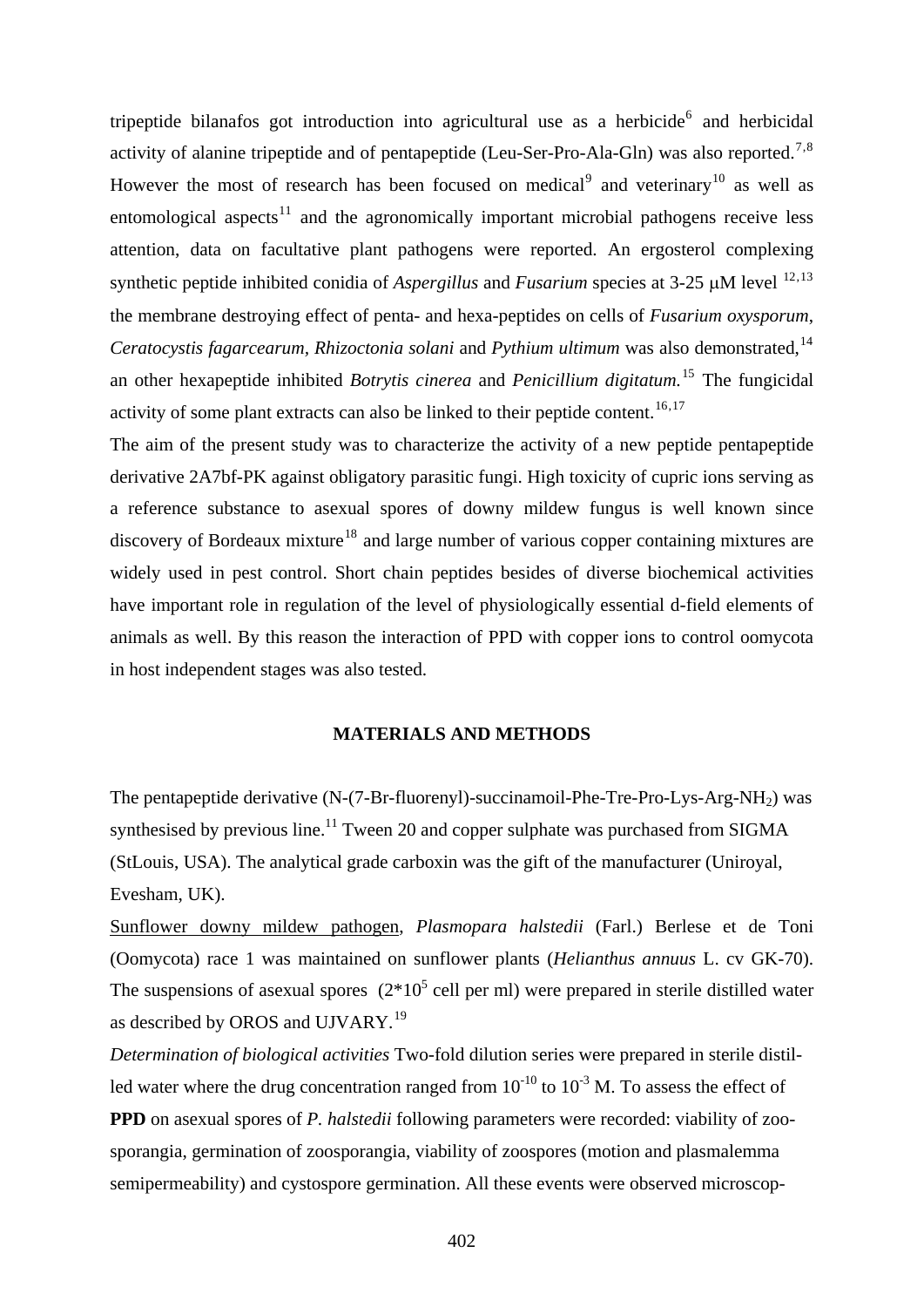tripeptide bilanafos got introduction into agricultural use as a herbicide[6] and herbicidal activity of alanine tripeptide and of pentapeptide (Leu-Ser-Pro-Ala-Gln) was also reported.[7,8] However the most of research has been focused on medical[9] and veterinary[10] as well as entomological aspects[11] and the agronomically important microbial pathogens receive less attention, data on facultative plant pathogens were reported. An ergosterol complexing synthetic peptide inhibited conidia of *Aspergillus* and *Fusarium* species at 3-25 μM level [12,13] the membrane destroying effect of penta- and hexa-peptides on cells of *Fusarium oxysporum*, *Ceratocystis fagarcearum*, *Rhizoctonia solani* and *Pythium ultimum* was also demonstrated,[14] an other hexapeptide inhibited *Botrytis cinerea* and *Penicillium digitatum.*[15] The fungicidal activity of some plant extracts can also be linked to their peptide content.[16,17]

The aim of the present study was to characterize the activity of a new peptide pentapeptide derivative 2A7bf-PK against obligatory parasitic fungi. High toxicity of cupric ions serving as a reference substance to asexual spores of downy mildew fungus is well known since discovery of Bordeaux mixture[18] and large number of various copper containing mixtures are widely used in pest control. Short chain peptides besides of diverse biochemical activities have important role in regulation of the level of physiologically essential d-field elements of animals as well. By this reason the interaction of PPD with copper ions to control oomycota in host independent stages was also tested.

## MATERIALS AND METHODS

The pentapeptide derivative (N-(7-Br-fluorenyl)-succinamoil-Phe-Tre-Pro-Lys-Arg-$NH_2$) was synthesised by previous line.[11] Tween 20 and copper sulphate was purchased from SIGMA (StLouis, USA). The analytical grade carboxin was the gift of the manufacturer (Uniroyal, Evesham, UK).

Sunflower downy mildew pathogen, *Plasmopara halstedii* (Farl.) Berlese et de Toni (Oomycota) race 1 was maintained on sunflower plants (*Helianthus annuus* L. cv GK-70). The suspensions of asexual spores ($2*10^5$ cell per ml) were prepared in sterile distilled water as described by OROS and UJVARY.[19]

*Determination of biological activities* Two-fold dilution series were prepared in sterile distilled water where the drug concentration ranged from $10^{-10}$ to $10^{-3}$ M. To assess the effect of **PPD** on asexual spores of *P. halstedii* following parameters were recorded: viability of zoosporangia, germination of zoosporangia, viability of zoospores (motion and plasmalemma semipermeability) and cystospore germination. All these events were observed microscop-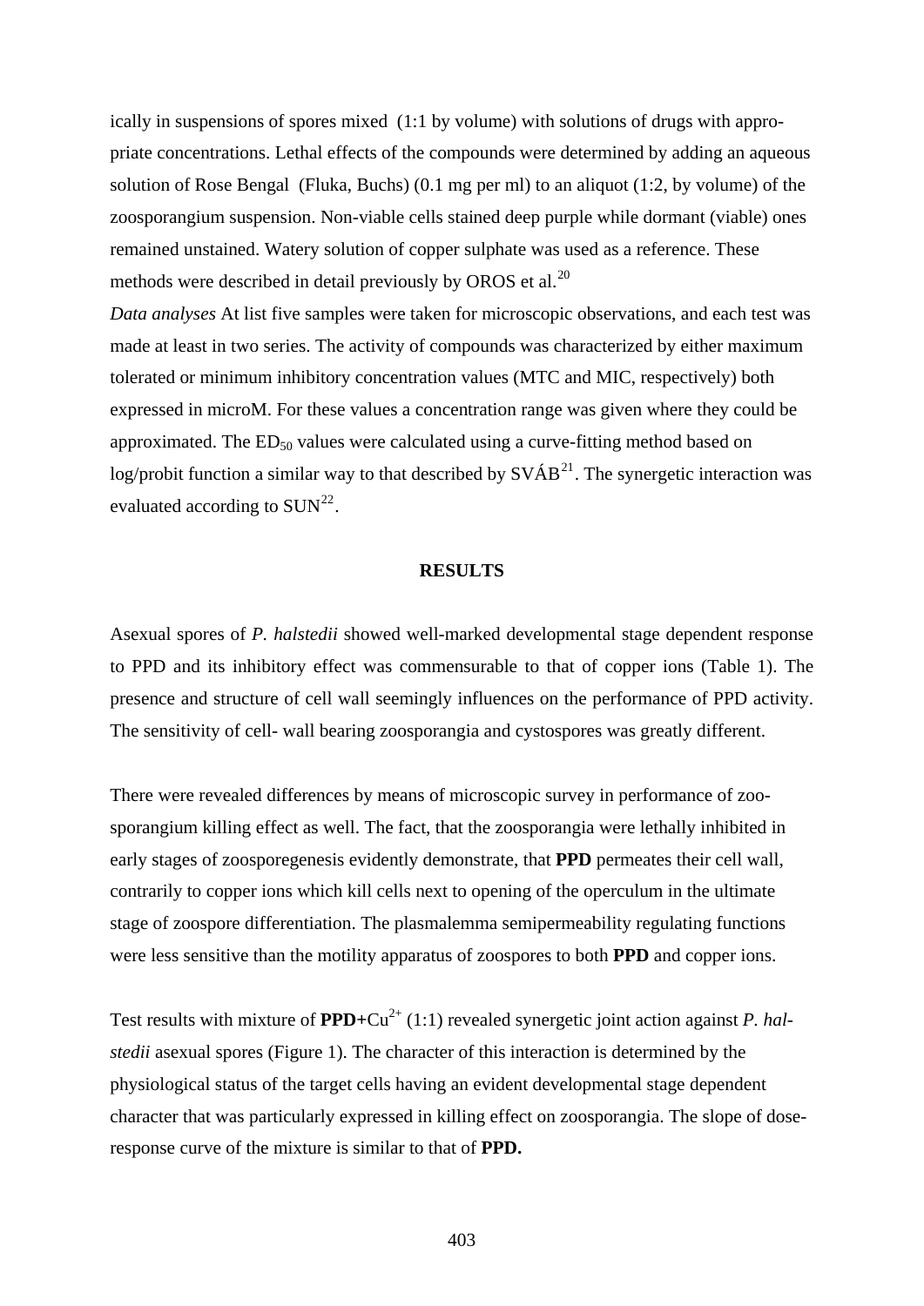ically in suspensions of spores mixed (1:1 by volume) with solutions of drugs with appropriate concentrations. Lethal effects of the compounds were determined by adding an aqueous solution of Rose Bengal (Fluka, Buchs) (0.1 mg per ml) to an aliquot (1:2, by volume) of the zoosporangium suspension. Non-viable cells stained deep purple while dormant (viable) ones remained unstained. Watery solution of copper sulphate was used as a reference. These methods were described in detail previously by OROS et al.[20]

*Data analyses* At list five samples were taken for microscopic observations, and each test was made at least in two series. The activity of compounds was characterized by either maximum tolerated or minimum inhibitory concentration values (MTC and MIC, respectively) both expressed in microM. For these values a concentration range was given where they could be approximated. The $ED_{50}$ values were calculated using a curve-fitting method based on log/probit function a similar way to that described by SVÁB[21]. The synergetic interaction was evaluated according to SUN[22].

## RESULTS

Asexual spores of *P. halstedii* showed well-marked developmental stage dependent response to PPD and its inhibitory effect was commensurable to that of copper ions (Table 1). The presence and structure of cell wall seemingly influences on the performance of PPD activity. The sensitivity of cell- wall bearing zoosporangia and cystospores was greatly different.

There were revealed differences by means of microscopic survey in performance of zoosporangium killing effect as well. The fact, that the zoosporangia were lethally inhibited in early stages of zoosporegenesis evidently demonstrate, that **PPD** permeates their cell wall, contrarily to copper ions which kill cells next to opening of the operculum in the ultimate stage of zoospore differentiation. The plasmalemma semipermeability regulating functions were less sensitive than the motility apparatus of zoospores to both **PPD** and copper ions.

Test results with mixture of **PPD**+$Cu^{2+}$ (1:1) revealed synergetic joint action against *P. halstedii* asexual spores (Figure 1). The character of this interaction is determined by the physiological status of the target cells having an evident developmental stage dependent character that was particularly expressed in killing effect on zoosporangia. The slope of dose-response curve of the mixture is similar to that of **PPD.**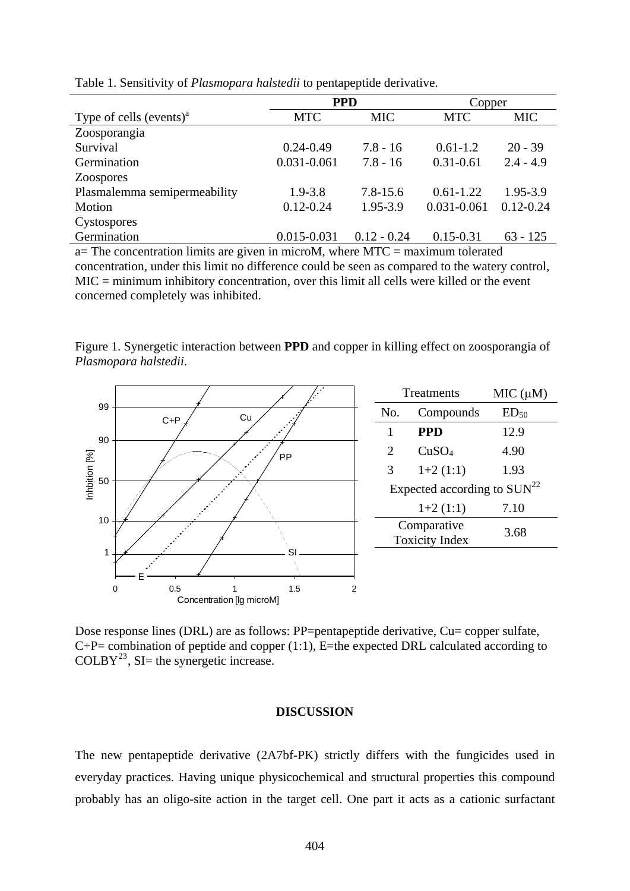Table 1. Sensitivity of *Plasmopara halstedii* to pentapeptide derivative.

| | **PPD** | | Copper | |
|---|---|---|---|---|
| Type of cells (events)[a] | MTC | MIC | MTC | MIC |
| Zoosporangia | | | | |
| Survival | 0.24-0.49 | 7.8 - 16 | 0.61-1.2 | 20 - 39 |
| Germination | 0.031-0.061 | 7.8 - 16 | 0.31-0.61 | 2.4 - 4.9 |
| Zoospores | | | | |
| Plasmalemma semipermeability | 1.9-3.8 | 7.8-15.6 | 0.61-1.22 | 1.95-3.9 |
| Motion | 0.12-0.24 | 1.95-3.9 | 0.031-0.061 | 0.12-0.24 |
| Cystospores | | | | |
| Germination | 0.015-0.031 | 0.12 - 0.24 | 0.15-0.31 | 63 - 125 |

a= The concentration limits are given in microM, where MTC = maximum tolerated concentration, under this limit no difference could be seen as compared to the watery control, MIC = minimum inhibitory concentration, over this limit all cells were killed or the event concerned completely was inhibited.

Figure 1. Synergetic interaction between **PPD** and copper in killing effect on zoosporangia of *Plasmopara halstedii*.

Inhibition [%]

99

90

50

10

1

C+P

Cu

PP

SI

E

0 0.5 1 1.5 2

Concentration [lg microM]

| Treatments | | MIC (μM) |
|---|---|---|
| No. | Compounds | $ED_{50}$ |
| 1 | **PPD** | 12.9 |
| 2 | $CuSO_4$ | 4.90 |
| 3 | 1+2 (1:1) | 1.93 |
| Expected according to SUN[22] | | |
| | 1+2 (1:1) | 7.10 |
| Comparative Toxicity Index | | 3.68 |

Dose response lines (DRL) are as follows: PP=pentapeptide derivative, Cu= copper sulfate, C+P= combination of peptide and copper (1:1), E=the expected DRL calculated according to COLBY[23], SI= the synergetic increase.

## DISCUSSION

The new pentapeptide derivative (2A7bf-PK) strictly differs with the fungicides used in everyday practices. Having unique physicochemical and structural properties this compound probably has an oligo-site action in the target cell. One part it acts as a cationic surfactant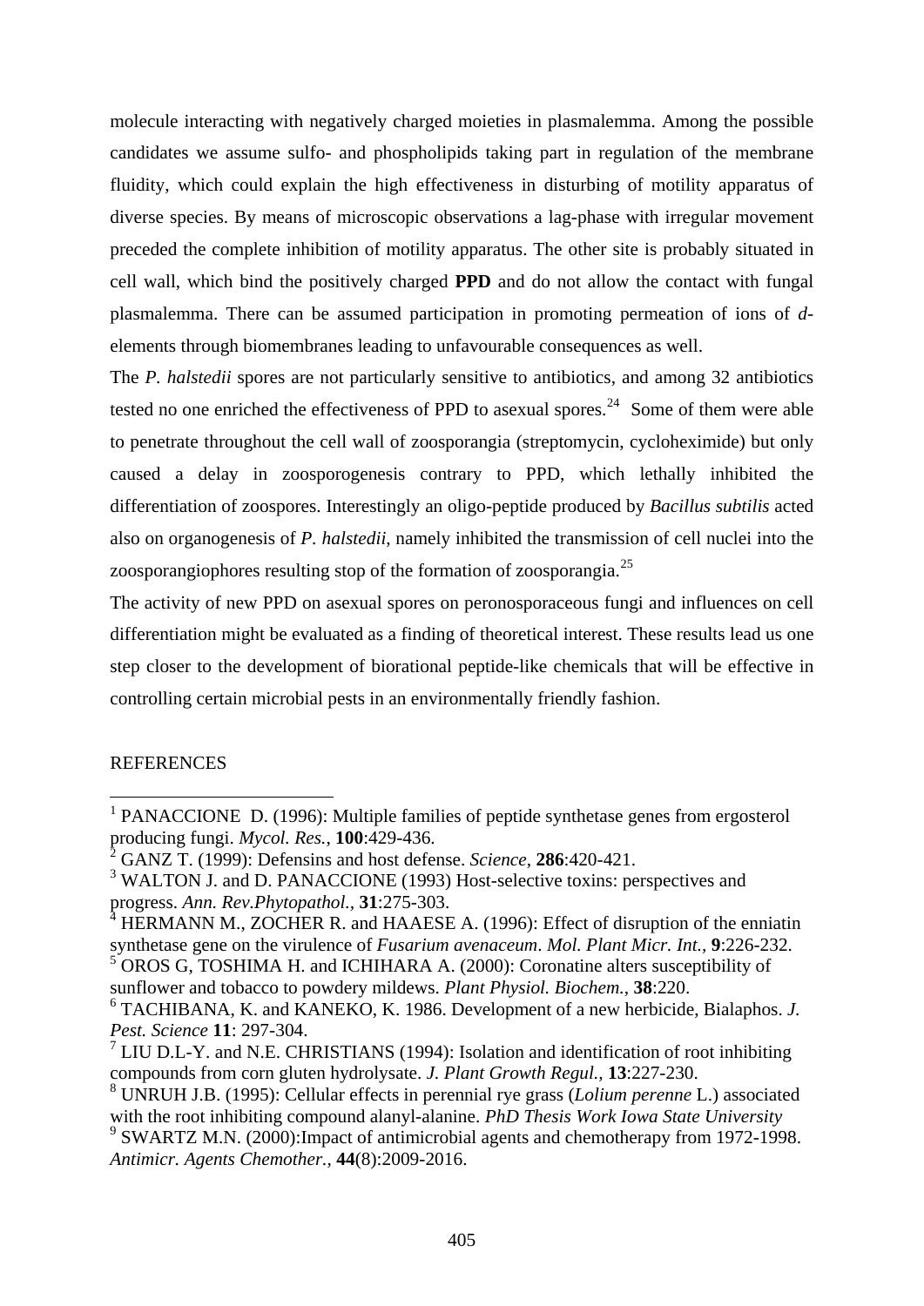molecule interacting with negatively charged moieties in plasmalemma. Among the possible candidates we assume sulfo- and phospholipids taking part in regulation of the membrane fluidity, which could explain the high effectiveness in disturbing of motility apparatus of diverse species. By means of microscopic observations a lag-phase with irregular movement preceded the complete inhibition of motility apparatus. The other site is probably situated in cell wall, which bind the positively charged **PPD** and do not allow the contact with fungal plasmalemma. There can be assumed participation in promoting permeation of ions of *d*-elements through biomembranes leading to unfavourable consequences as well.

The *P. halstedii* spores are not particularly sensitive to antibiotics, and among 32 antibiotics tested no one enriched the effectiveness of PPD to asexual spores.[24] Some of them were able to penetrate throughout the cell wall of zoosporangia (streptomycin, cycloheximide) but only caused a delay in zoosporogenesis contrary to PPD, which lethally inhibited the differentiation of zoospores. Interestingly an oligo-peptide produced by *Bacillus subtilis* acted also on organogenesis of *P. halstedii*, namely inhibited the transmission of cell nuclei into the zoosporangiophores resulting stop of the formation of zoosporangia.[25]

The activity of new PPD on asexual spores on peronosporaceous fungi and influences on cell differentiation might be evaluated as a finding of theoretical interest. These results lead us one step closer to the development of biorational peptide-like chemicals that will be effective in controlling certain microbial pests in an environmentally friendly fashion.

REFERENCES

[1] PANACCIONE D. (1996): Multiple families of peptide synthetase genes from ergosterol producing fungi. *Mycol. Res.*, **100**:429-436.

[2] GANZ T. (1999): Defensins and host defense. *Science*, **286**:420-421.

[3] WALTON J. and D. PANACCIONE (1993) Host-selective toxins: perspectives and progress. *Ann. Rev.Phytopathol.*, **31**:275-303.

[4] HERMANN M., ZOCHER R. and HAAESE A. (1996): Effect of disruption of the enniatin synthetase gene on the virulence of *Fusarium avenaceum*. *Mol. Plant Micr. Int.*, **9**:226-232.

[5] OROS G, TOSHIMA H. and ICHIHARA A. (2000): Coronatine alters susceptibility of sunflower and tobacco to powdery mildews. *Plant Physiol. Biochem.*, **38**:220.

[6] TACHIBANA, K. and KANEKO, K. 1986. Development of a new herbicide, Bialaphos. *J. Pest. Science* **11**: 297-304.

[7] LIU D.L-Y. and N.E. CHRISTIANS (1994): Isolation and identification of root inhibiting compounds from corn gluten hydrolysate. *J. Plant Growth Regul.*, **13**:227-230.

[8] UNRUH J.B. (1995): Cellular effects in perennial rye grass (*Lolium perenne* L.) associated with the root inhibiting compound alanyl-alanine. *PhD Thesis Work Iowa State University*

[9] SWARTZ M.N. (2000):Impact of antimicrobial agents and chemotherapy from 1972-1998. *Antimicr. Agents Chemother.*, **44**(8):2009-2016.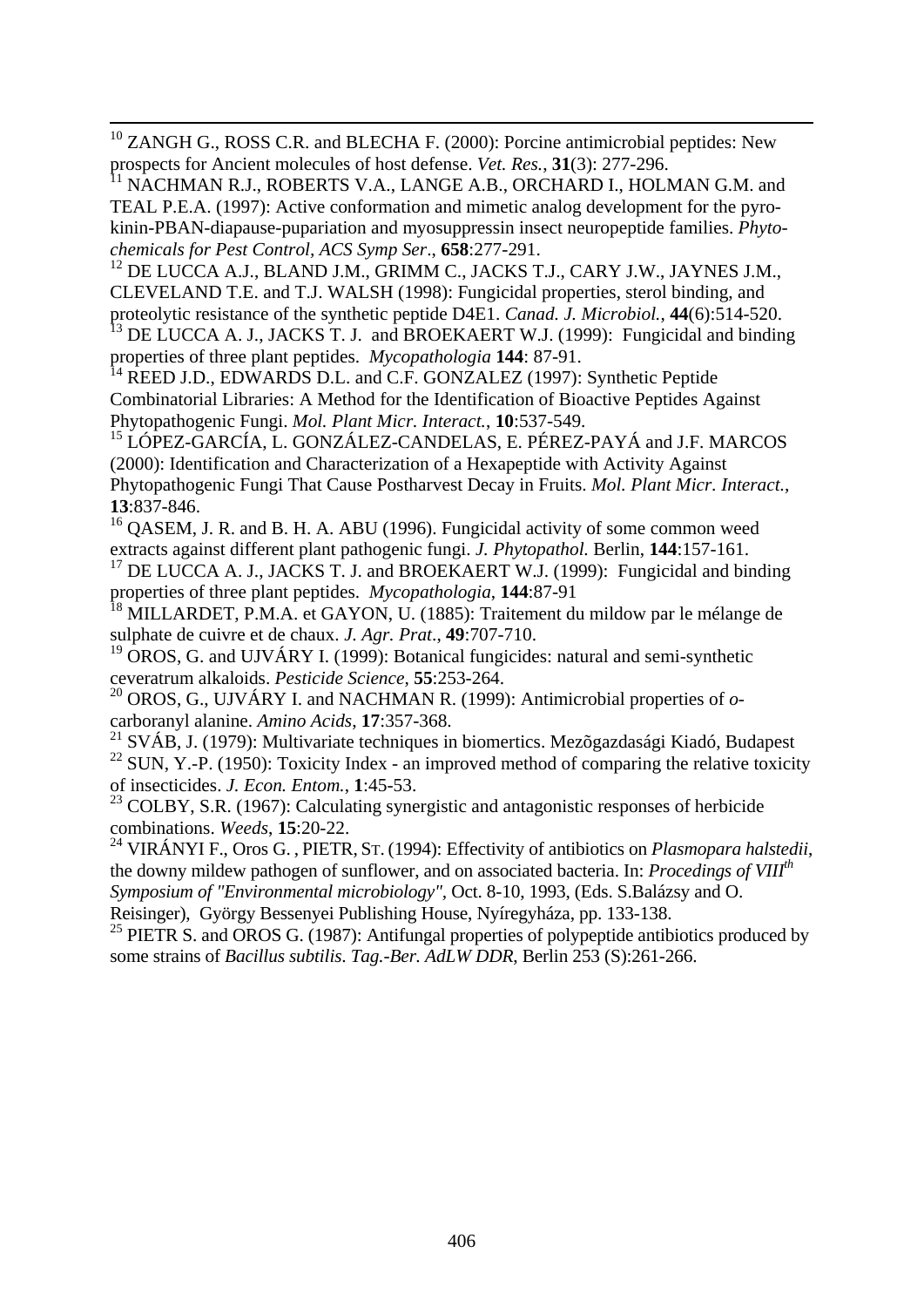[10] ZANGH G., ROSS C.R. and BLECHA F. (2000): Porcine antimicrobial peptides: New prospects for Ancient molecules of host defense. *Vet. Res.*, **31**(3): 277-296.

[11] NACHMAN R.J., ROBERTS V.A., LANGE A.B., ORCHARD I., HOLMAN G.M. and TEAL P.E.A. (1997): Active conformation and mimetic analog development for the pyro-kinin-PBAN-diapause-pupariation and myosuppressin insect neuropeptide families. *Phyto-chemicals for Pest Control, ACS Symp Ser*., **658**:277-291.

[12] DE LUCCA A.J., BLAND J.M., GRIMM C., JACKS T.J., CARY J.W., JAYNES J.M., CLEVELAND T.E. and T.J. WALSH (1998): Fungicidal properties, sterol binding, and proteolytic resistance of the synthetic peptide D4E1. *Canad. J. Microbiol.*, **44**(6):514-520.

[13] DE LUCCA A. J., JACKS T. J. and BROEKAERT W.J. (1999): Fungicidal and binding properties of three plant peptides. *Mycopathologia* **144**: 87-91.

[14] REED J.D., EDWARDS D.L. and C.F. GONZALEZ (1997): Synthetic Peptide Combinatorial Libraries: A Method for the Identification of Bioactive Peptides Against Phytopathogenic Fungi. *Mol. Plant Micr. Interact.*, **10**:537-549.

[15] LÓPEZ-GARCÍA, L. GONZÁLEZ-CANDELAS, E. PÉREZ-PAYÁ and J.F. MARCOS (2000): Identification and Characterization of a Hexapeptide with Activity Against Phytopathogenic Fungi That Cause Postharvest Decay in Fruits. *Mol. Plant Micr. Interact.*, **13**:837-846.

[16] QASEM, J. R. and B. H. A. ABU (1996). Fungicidal activity of some common weed extracts against different plant pathogenic fungi. *J. Phytopathol.* Berlin, **144**:157-161.

[17] DE LUCCA A. J., JACKS T. J. and BROEKAERT W.J. (1999): Fungicidal and binding properties of three plant peptides. *Mycopathologia*, **144**:87-91

[18] MILLARDET, P.M.A. et GAYON, U. (1885): Traitement du mildow par le mélange de sulphate de cuivre et de chaux. *J. Agr. Prat*., **49**:707-710.

[19] OROS, G. and UJVÁRY I. (1999): Botanical fungicides: natural and semi-synthetic ceveratrum alkaloids. *Pesticide Science*, **55**:253-264.

[20] OROS, G., UJVÁRY I. and NACHMAN R. (1999): Antimicrobial properties of *o*-carboranyl alanine. *Amino Acids*, **17**:357-368.

[21] SVÁB, J. (1979): Multivariate techniques in biomertics. Mezõgazdasági Kiadó, Budapest

[22] SUN, Y.-P. (1950): Toxicity Index - an improved method of comparing the relative toxicity of insecticides. *J. Econ. Entom.*, **1**:45-53.

[23] COLBY, S.R. (1967): Calculating synergistic and antagonistic responses of herbicide combinations. *Weeds*, **15**:20-22.

[24] VIRÁNYI F., Oros G. , PIETR, ST. (1994): Effectivity of antibiotics on *Plasmopara halstedii*, the downy mildew pathogen of sunflower, and on associated bacteria. In: *Procedings of VIII$^{th}$ Symposium of "Environmental microbiology"*, Oct. 8-10, 1993, (Eds. S.Balázsy and O. Reisinger), György Bessenyei Publishing House, Nyíregyháza, pp. 133-138.

[25] PIETR S. and OROS G. (1987): Antifungal properties of polypeptide antibiotics produced by some strains of *Bacillus subtilis*. *Tag.-Ber. AdLW DDR*, Berlin 253 (S):261-266.